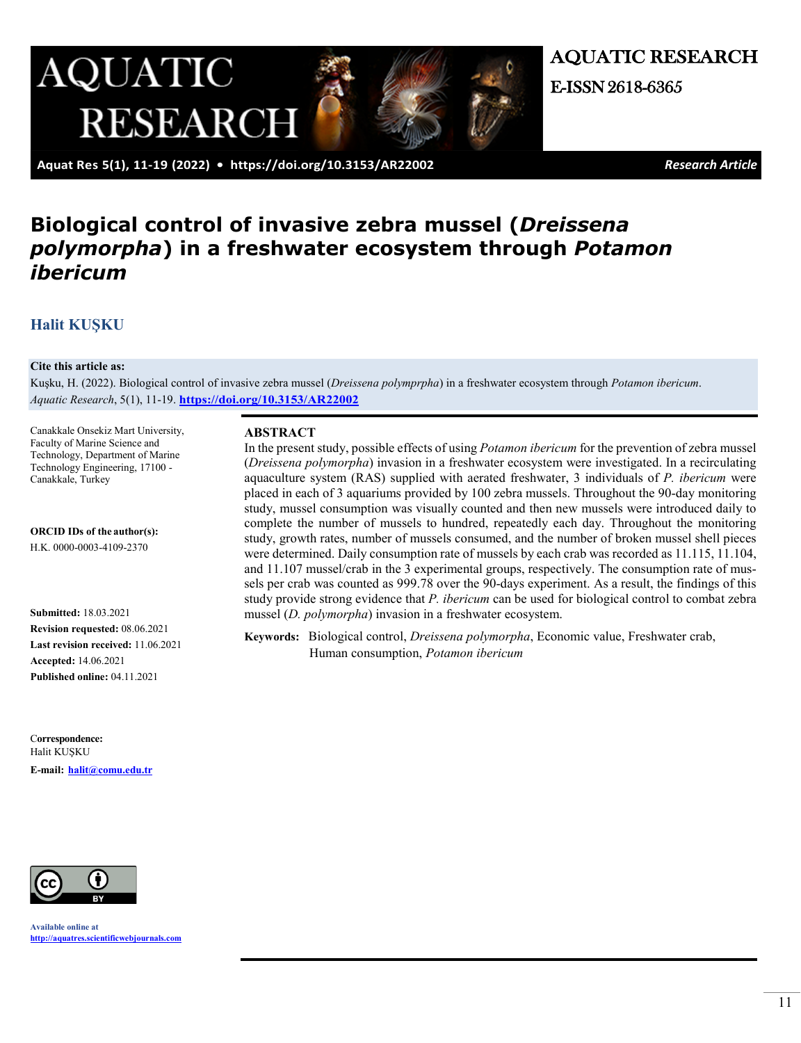# Biological control of invasive zebra mussel (*Dreissena polymorpha*) in a freshwater ecosystem through *Potamon ibericum*

**Halit KUŞKU**

**Cite this article as:**
Kuşku, H. (2022). Biological control of invasive zebra mussel (*Dreissena polymprpha*) in a freshwater ecosystem through *Potamon ibericum*. *Aquatic Research*, 5(1), 11-19. **https://doi.org/10.3153/AR22002**

Canakkale Onsekiz Mart University, Faculty of Marine Science and Technology, Department of Marine Technology Engineering, 17100 - Canakkale, Turkey

**ORCID IDs of the author(s):**
H.K. 0000-0003-4109-2370

**Submitted:** 18.03.2021
**Revision requested:** 08.06.2021
**Last revision received:** 11.06.2021
**Accepted:** 14.06.2021
**Published online:** 04.11.2021

**Correspondence:**
Halit KUŞKU
**E-mail:** **halit@comu.edu.tr**

## ABSTRACT

In the present study, possible effects of using *Potamon ibericum* for the prevention of zebra mussel (*Dreissena polymorpha*) invasion in a freshwater ecosystem were investigated. In a recirculating aquaculture system (RAS) supplied with aerated freshwater, 3 individuals of *P. ibericum* were placed in each of 3 aquariums provided by 100 zebra mussels. Throughout the 90-day monitoring study, mussel consumption was visually counted and then new mussels were introduced daily to complete the number of mussels to hundred, repeatedly each day. Throughout the monitoring study, growth rates, number of mussels consumed, and the number of broken mussel shell pieces were determined. Daily consumption rate of mussels by each crab was recorded as 11.115, 11.104, and 11.107 mussel/crab in the 3 experimental groups, respectively. The consumption rate of mussels per crab was counted as 999.78 over the 90-days experiment. As a result, the findings of this study provide strong evidence that *P. ibericum* can be used for biological control to combat zebra mussel (*D. polymorpha*) invasion in a freshwater ecosystem.

**Keywords:** Biological control, *Dreissena polymorpha*, Economic value, Freshwater crab, Human consumption, *Potamon ibericum*

Available online at
http://aquatres.scientificwebjournals.com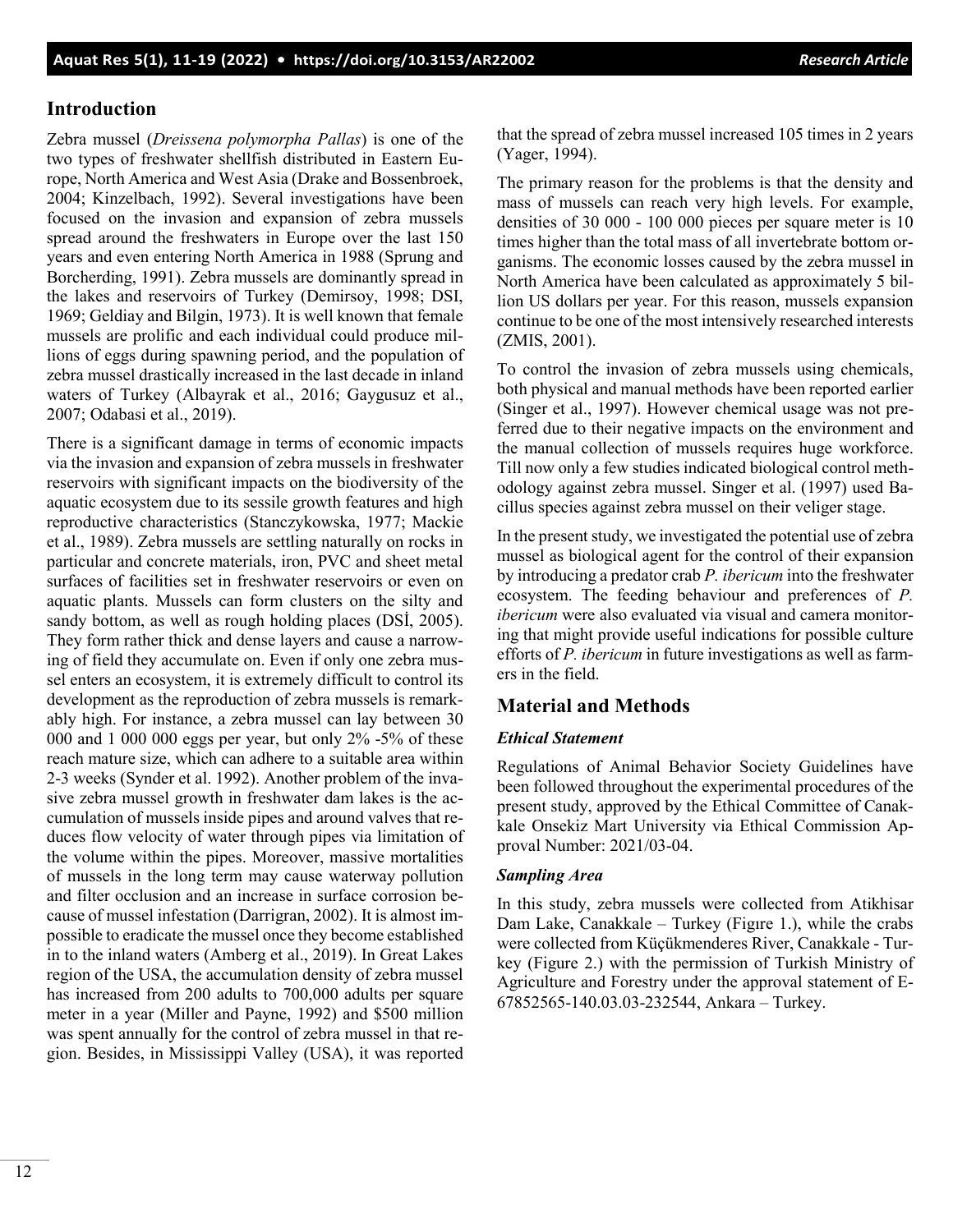## Introduction

Zebra mussel (*Dreissena polymorpha Pallas*) is one of the two types of freshwater shellfish distributed in Eastern Europe, North America and West Asia (Drake and Bossenbroek, 2004; Kinzelbach, 1992). Several investigations have been focused on the invasion and expansion of zebra mussels spread around the freshwaters in Europe over the last 150 years and even entering North America in 1988 (Sprung and Borcherding, 1991). Zebra mussels are dominantly spread in the lakes and reservoirs of Turkey (Demirsoy, 1998; DSI, 1969; Geldiay and Bilgin, 1973). It is well known that female mussels are prolific and each individual could produce millions of eggs during spawning period, and the population of zebra mussel drastically increased in the last decade in inland waters of Turkey (Albayrak et al., 2016; Gaygusuz et al., 2007; Odabasi et al., 2019).

There is a significant damage in terms of economic impacts via the invasion and expansion of zebra mussels in freshwater reservoirs with significant impacts on the biodiversity of the aquatic ecosystem due to its sessile growth features and high reproductive characteristics (Stanczykowska, 1977; Mackie et al., 1989). Zebra mussels are settling naturally on rocks in particular and concrete materials, iron, PVC and sheet metal surfaces of facilities set in freshwater reservoirs or even on aquatic plants. Mussels can form clusters on the silty and sandy bottom, as well as rough holding places (DSİ, 2005). They form rather thick and dense layers and cause a narrowing of field they accumulate on. Even if only one zebra mussel enters an ecosystem, it is extremely difficult to control its development as the reproduction of zebra mussels is remarkably high. For instance, a zebra mussel can lay between 30 000 and 1 000 000 eggs per year, but only 2% -5% of these reach mature size, which can adhere to a suitable area within 2-3 weeks (Synder et al. 1992). Another problem of the invasive zebra mussel growth in freshwater dam lakes is the accumulation of mussels inside pipes and around valves that reduces flow velocity of water through pipes via limitation of the volume within the pipes. Moreover, massive mortalities of mussels in the long term may cause waterway pollution and filter occlusion and an increase in surface corrosion because of mussel infestation (Darrigran, 2002). It is almost impossible to eradicate the mussel once they become established in to the inland waters (Amberg et al., 2019). In Great Lakes region of the USA, the accumulation density of zebra mussel has increased from 200 adults to 700,000 adults per square meter in a year (Miller and Payne, 1992) and $500 million was spent annually for the control of zebra mussel in that region. Besides, in Mississippi Valley (USA), it was reported that the spread of zebra mussel increased 105 times in 2 years (Yager, 1994).

The primary reason for the problems is that the density and mass of mussels can reach very high levels. For example, densities of 30 000 - 100 000 pieces per square meter is 10 times higher than the total mass of all invertebrate bottom organisms. The economic losses caused by the zebra mussel in North America have been calculated as approximately 5 billion US dollars per year. For this reason, mussels expansion continue to be one of the most intensively researched interests (ZMIS, 2001).

To control the invasion of zebra mussels using chemicals, both physical and manual methods have been reported earlier (Singer et al., 1997). However chemical usage was not preferred due to their negative impacts on the environment and the manual collection of mussels requires huge workforce. Till now only a few studies indicated biological control methodology against zebra mussel. Singer et al. (1997) used Bacillus species against zebra mussel on their veliger stage.

In the present study, we investigated the potential use of zebra mussel as biological agent for the control of their expansion by introducing a predator crab *P. ibericum* into the freshwater ecosystem. The feeding behaviour and preferences of *P. ibericum* were also evaluated via visual and camera monitoring that might provide useful indications for possible culture efforts of *P. ibericum* in future investigations as well as farmers in the field.

## Material and Methods

### *Ethical Statement*

Regulations of Animal Behavior Society Guidelines have been followed throughout the experimental procedures of the present study, approved by the Ethical Committee of Canakkale Onsekiz Mart University via Ethical Commission Approval Number: 2021/03-04.

### *Sampling Area*

In this study, zebra mussels were collected from Atikhisar Dam Lake, Canakkale – Turkey (Figıre 1.), while the crabs were collected from Küçükmenderes River, Canakkale - Turkey (Figure 2.) with the permission of Turkish Ministry of Agriculture and Forestry under the approval statement of E-67852565-140.03.03-232544, Ankara – Turkey.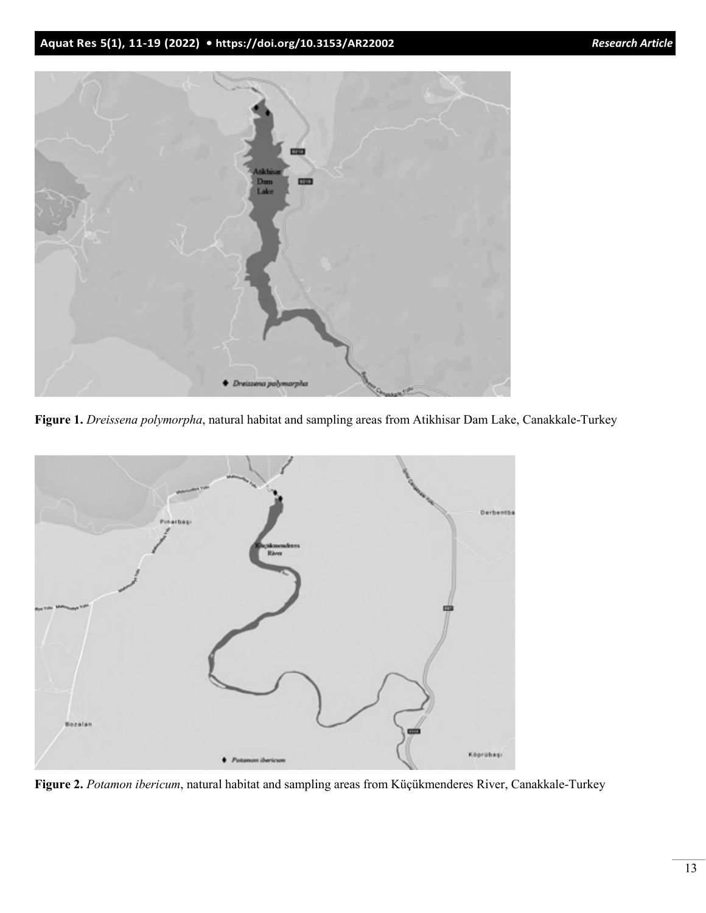**Figure 1.** *Dreissena polymorpha*, natural habitat and sampling areas from Atikhisar Dam Lake, Canakkale-Turkey

**Figure 2.** *Potamon ibericum*, natural habitat and sampling areas from Küçükmenderes River, Canakkale-Turkey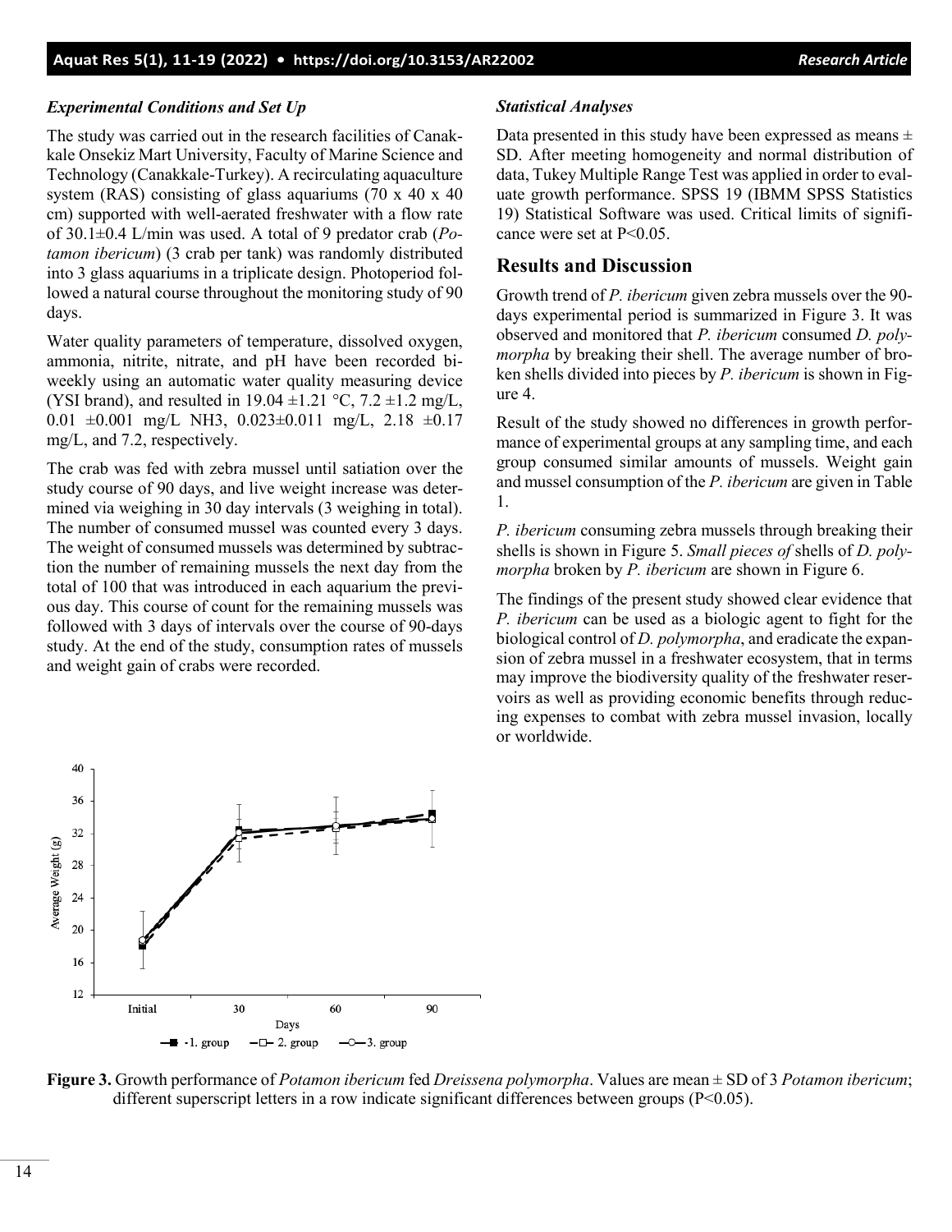### *Experimental Conditions and Set Up*

The study was carried out in the research facilities of Canakkale Onsekiz Mart University, Faculty of Marine Science and Technology (Canakkale-Turkey). A recirculating aquaculture system (RAS) consisting of glass aquariums (70 x 40 x 40 cm) supported with well-aerated freshwater with a flow rate of 30.1±0.4 L/min was used. A total of 9 predator crab (*Potamon ibericum*) (3 crab per tank) was randomly distributed into 3 glass aquariums in a triplicate design. Photoperiod followed a natural course throughout the monitoring study of 90 days.

Water quality parameters of temperature, dissolved oxygen, ammonia, nitrite, nitrate, and pH have been recorded biweekly using an automatic water quality measuring device (YSI brand), and resulted in 19.04 ±1.21 °C, 7.2 ±1.2 mg/L, 0.01 ±0.001 mg/L $NH_3$, 0.023±0.011 mg/L, 2.18 ±0.17 mg/L, and 7.2, respectively.

The crab was fed with zebra mussel until satiation over the study course of 90 days, and live weight increase was determined via weighing in 30 day intervals (3 weighing in total). The number of consumed mussel was counted every 3 days. The weight of consumed mussels was determined by subtraction the number of remaining mussels the next day from the total of 100 that was introduced in each aquarium the previous day. This course of count for the remaining mussels was followed with 3 days of intervals over the course of 90-days study. At the end of the study, consumption rates of mussels and weight gain of crabs were recorded.

### *Statistical Analyses*

Data presented in this study have been expressed as means ± SD. After meeting homogeneity and normal distribution of data, Tukey Multiple Range Test was applied in order to evaluate growth performance. SPSS 19 (IBMM SPSS Statistics 19) Statistical Software was used. Critical limits of significance were set at $P<0.05$.

## Results and Discussion

Growth trend of *P. ibericum* given zebra mussels over the 90-days experimental period is summarized in Figure 3. It was observed and monitored that *P. ibericum* consumed *D. polymorpha* by breaking their shell. The average number of broken shells divided into pieces by *P. ibericum* is shown in Figure 4.

Result of the study showed no differences in growth performance of experimental groups at any sampling time, and each group consumed similar amounts of mussels. Weight gain and mussel consumption of the *P. ibericum* are given in Table 1.

*P. ibericum* consuming zebra mussels through breaking their shells is shown in Figure 5. *Small pieces of* shells of *D. polymorpha* broken by *P. ibericum* are shown in Figure 6.

The findings of the present study showed clear evidence that *P. ibericum* can be used as a biologic agent to fight for the biological control of *D. polymorpha*, and eradicate the expansion of zebra mussel in a freshwater ecosystem, that in terms may improve the biodiversity quality of the freshwater reservoirs as well as providing economic benefits through reducing expenses to combat with zebra mussel invasion, locally or worldwide.

**Figure 3.** Growth performance of *Potamon ibericum* fed *Dreissena polymorpha*. Values are mean ± SD of 3 *Potamon ibericum*; different superscript letters in a row indicate significant differences between groups (P<0.05).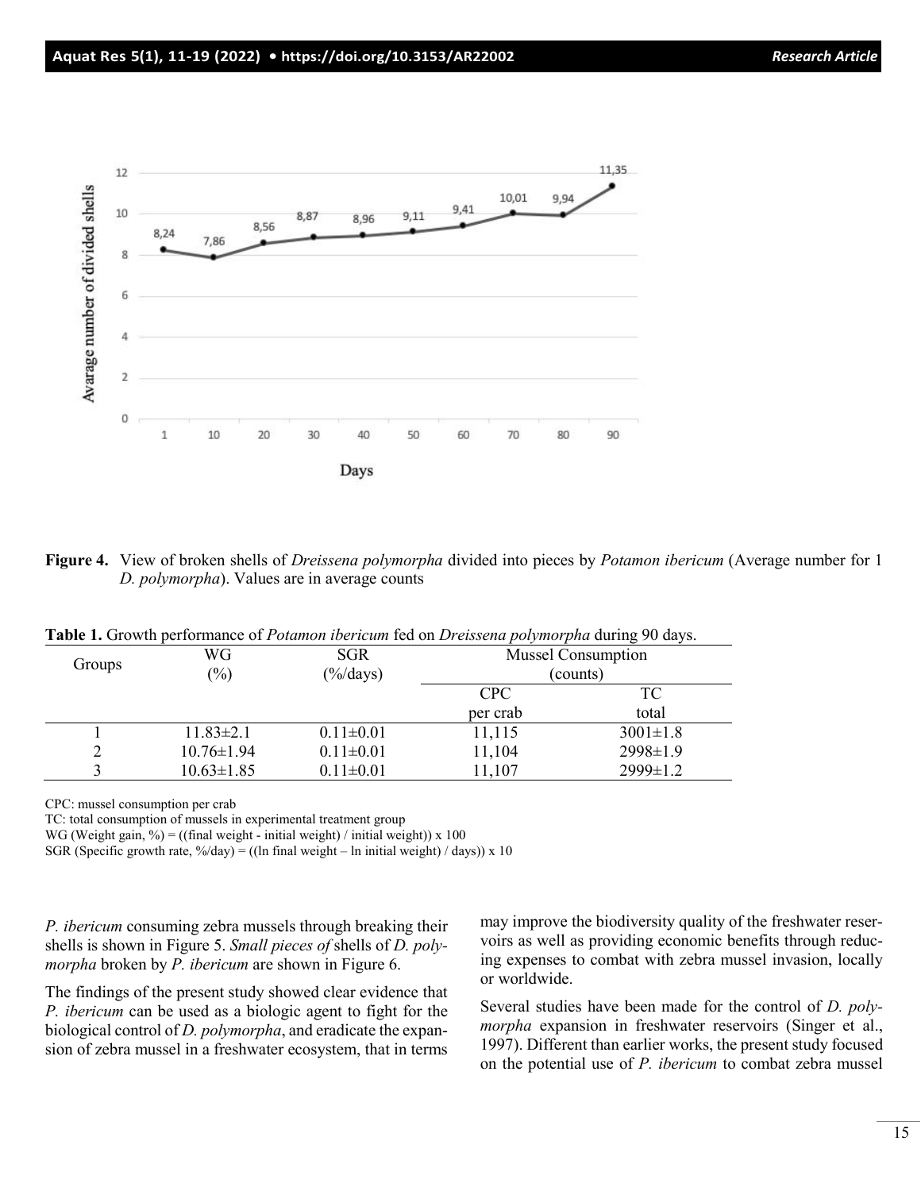**Figure 4.** View of broken shells of *Dreissena polymorpha* divided into pieces by *Potamon ibericum* (Average number for 1 *D. polymorpha*). Values are in average counts

**Table 1.** Growth performance of *Potamon ibericum* fed on *Dreissena polymorpha* during 90 days.

| Groups | WG (%) | SGR (%/days) | Mussel Consumption (counts) | |
|---|---|---|---|---|
| | | | CPC per crab | TC total |
| 1 | 11.83±2.1 | 0.11±0.01 | 11,115 | 3001±1.8 |
| 2 | 10.76±1.94 | 0.11±0.01 | 11,104 | 2998±1.9 |
| 3 | 10.63±1.85 | 0.11±0.01 | 11,107 | 2999±1.2 |

CPC: mussel consumption per crab

TC: total consumption of mussels in experimental treatment group

WG (Weight gain, %) = ((final weight - initial weight) / initial weight)) x 100

SGR (Specific growth rate, %/day) = ((ln final weight – ln initial weight) / days)) x 10

*P. ibericum* consuming zebra mussels through breaking their shells is shown in Figure 5. *Small pieces of* shells of *D. polymorpha* broken by *P. ibericum* are shown in Figure 6.

The findings of the present study showed clear evidence that *P. ibericum* can be used as a biologic agent to fight for the biological control of *D. polymorpha*, and eradicate the expansion of zebra mussel in a freshwater ecosystem, that in terms may improve the biodiversity quality of the freshwater reservoirs as well as providing economic benefits through reducing expenses to combat with zebra mussel invasion, locally or worldwide.

Several studies have been made for the control of *D. polymorpha* expansion in freshwater reservoirs (Singer et al., 1997). Different than earlier works, the present study focused on the potential use of *P. ibericum* to combat zebra mussel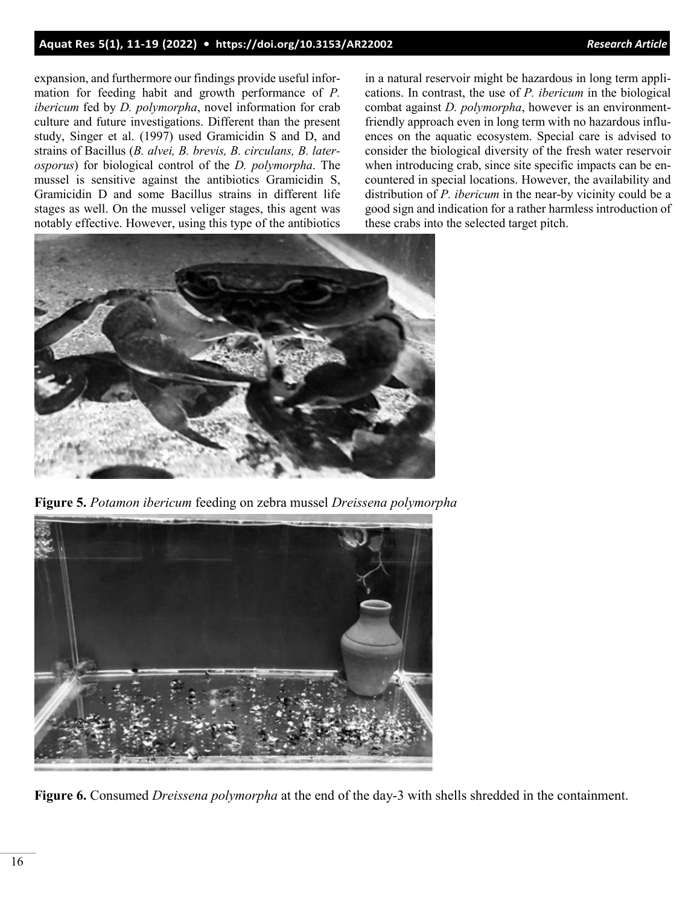expansion, and furthermore our findings provide useful information for feeding habit and growth performance of *P. ibericum* fed by *D. polymorpha*, novel information for crab culture and future investigations. Different than the present study, Singer et al. (1997) used Gramicidin S and D, and strains of Bacillus (*B. alvei, B. brevis, B. circulans, B. laterosporus*) for biological control of the *D. polymorpha*. The mussel is sensitive against the antibiotics Gramicidin S, Gramicidin D and some Bacillus strains in different life stages as well. On the mussel veliger stages, this agent was notably effective. However, using this type of the antibiotics in a natural reservoir might be hazardous in long term applications. In contrast, the use of *P. ibericum* in the biological combat against *D. polymorpha*, however is an environment-friendly approach even in long term with no hazardous influences on the aquatic ecosystem. Special care is advised to consider the biological diversity of the fresh water reservoir when introducing crab, since site specific impacts can be encountered in special locations. However, the availability and distribution of *P. ibericum* in the near-by vicinity could be a good sign and indication for a rather harmless introduction of these crabs into the selected target pitch.

**Figure 5.** *Potamon ibericum* feeding on zebra mussel *Dreissena polymorpha*

**Figure 6.** Consumed *Dreissena polymorpha* at the end of the day-3 with shells shredded in the containment.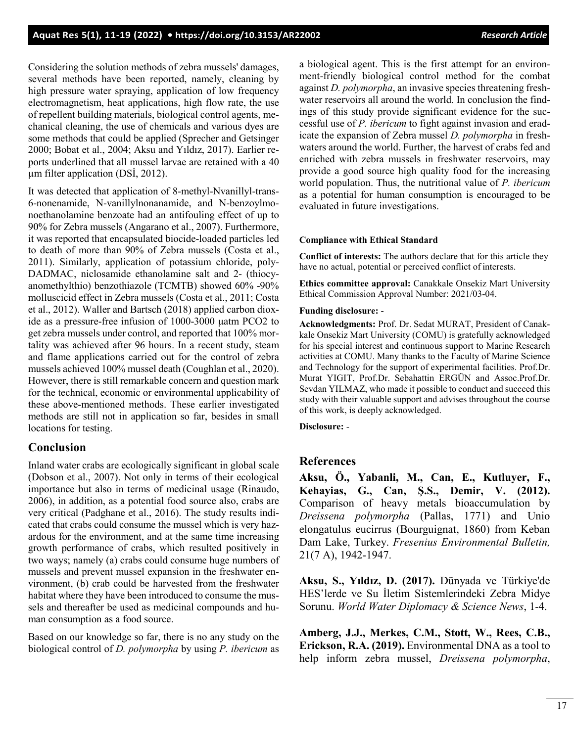Considering the solution methods of zebra mussels' damages, several methods have been reported, namely, cleaning by high pressure water spraying, application of low frequency electromagnetism, heat applications, high flow rate, the use of repellent building materials, biological control agents, mechanical cleaning, the use of chemicals and various dyes are some methods that could be applied (Sprecher and Getsinger 2000; Bobat et al., 2004; Aksu and Yıldız, 2017). Earlier reports underlined that all mussel larvae are retained with a 40 µm filter application (DSİ, 2012).

It was detected that application of 8-methyl-Nvanillyl-trans-6-nonenamide, N-vanillylnonanamide, and N-benzoylmonoethanolamine benzoate had an antifouling effect of up to 90% for Zebra mussels (Angarano et al., 2007). Furthermore, it was reported that encapsulated biocide-loaded particles led to death of more than 90% of Zebra mussels (Costa et al., 2011). Similarly, application of potassium chloride, poly-DADMAC, niclosamide ethanolamine salt and 2- (thiocyanomethylthio) benzothiazole (TCMTB) showed 60% -90% molluscicid effect in Zebra mussels (Costa et al., 2011; Costa et al., 2012). Waller and Bartsch (2018) applied carbon dioxide as a pressure-free infusion of 1000-3000 µatm $PCO_2$ to get zebra mussels under control, and reported that 100% mortality was achieved after 96 hours. In a recent study, steam and flame applications carried out for the control of zebra mussels achieved 100% mussel death (Coughlan et al., 2020). However, there is still remarkable concern and question mark for the technical, economic or environmental applicability of these above-mentioned methods. These earlier investigated methods are still not in application so far, besides in small locations for testing.

## Conclusion

Inland water crabs are ecologically significant in global scale (Dobson et al., 2007). Not only in terms of their ecological importance but also in terms of medicinal usage (Rinaudo, 2006), in addition, as a potential food source also, crabs are very critical (Padghane et al., 2016). The study results indicated that crabs could consume the mussel which is very hazardous for the environment, and at the same time increasing growth performance of crabs, which resulted positively in two ways; namely (a) crabs could consume huge numbers of mussels and prevent mussel expansion in the freshwater environment, (b) crab could be harvested from the freshwater habitat where they have been introduced to consume the mussels and thereafter be used as medicinal compounds and human consumption as a food source.

Based on our knowledge so far, there is no any study on the biological control of *D. polymorpha* by using *P. ibericum* as a biological agent. This is the first attempt for an environment-friendly biological control method for the combat against *D. polymorpha*, an invasive species threatening freshwater reservoirs all around the world. In conclusion the findings of this study provide significant evidence for the successful use of *P. ibericum* to fight against invasion and eradicate the expansion of Zebra mussel *D. polymorpha* in freshwaters around the world. Further, the harvest of crabs fed and enriched with zebra mussels in freshwater reservoirs, may provide a good source high quality food for the increasing world population. Thus, the nutritional value of *P. ibericum* as a potential for human consumption is encouraged to be evaluated in future investigations.

**Compliance with Ethical Standard**

**Conflict of interests:** The authors declare that for this article they have no actual, potential or perceived conflict of interests.

**Ethics committee approval:** Canakkale Onsekiz Mart University Ethical Commission Approval Number: 2021/03-04.

**Funding disclosure:** -

**Acknowledgments:** Prof. Dr. Sedat MURAT, President of Canakkale Onsekiz Mart University (COMU) is gratefully acknowledged for his special interest and continuous support to Marine Research activities at COMU. Many thanks to the Faculty of Marine Science and Technology for the support of experimental facilities. Prof.Dr. Murat YIGIT, Prof.Dr. Sebahattin ERGÜN and Assoc.Prof.Dr. Sevdan YILMAZ, who made it possible to conduct and succeed this study with their valuable support and advises throughout the course of this work, is deeply acknowledged.

**Disclosure:** -

## References

**Aksu, Ö., Yabanli, M., Can, E., Kutluyer, F., Kehayias, G., Can, Ş.S., Demir, V. (2012).** Comparison of heavy metals bioaccumulation by *Dreissena polymorpha* (Pallas, 1771) and Unio elongatulus eucirrus (Bourguignat, 1860) from Keban Dam Lake, Turkey. *Fresenius Environmental Bulletin,* 21(7 A), 1942-1947.

**Aksu, S., Yıldız, D. (2017).** Dünyada ve Türkiye'de HES'lerde ve Su İletim Sistemlerindeki Zebra Midye Sorunu. *World Water Diplomacy & Science News*, 1-4.

**Amberg, J.J., Merkes, C.M., Stott, W., Rees, C.B., Erickson, R.A. (2019).** Environmental DNA as a tool to help inform zebra mussel, *Dreissena polymorpha*,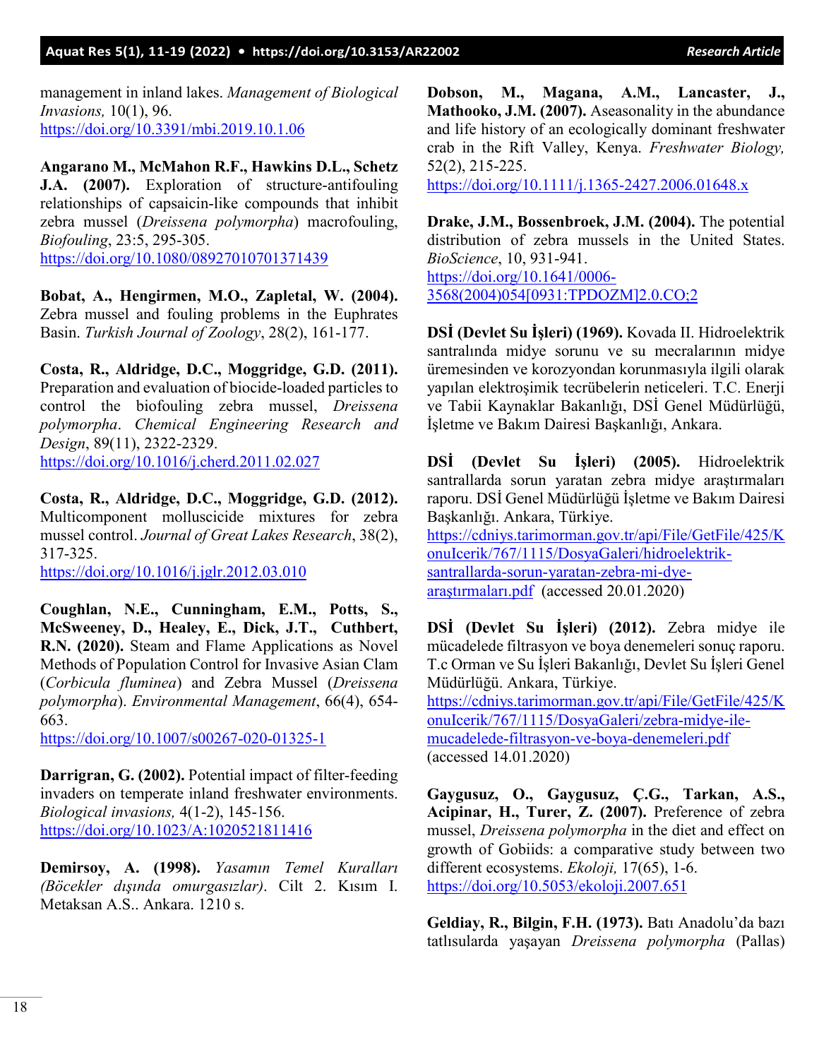management in inland lakes. *Management of Biological Invasions,* 10(1), 96.
https://doi.org/10.3391/mbi.2019.10.1.06

**Angarano M., McMahon R.F., Hawkins D.L., Schetz J.A. (2007).** Exploration of structure-antifouling relationships of capsaicin-like compounds that inhibit zebra mussel (*Dreissena polymorpha*) macrofouling, *Biofouling*, 23:5, 295-305.
https://doi.org/10.1080/08927010701371439

**Bobat, A., Hengirmen, M.O., Zapletal, W. (2004).** Zebra mussel and fouling problems in the Euphrates Basin. *Turkish Journal of Zoology*, 28(2), 161-177.

**Costa, R., Aldridge, D.C., Moggridge, G.D. (2011).** Preparation and evaluation of biocide-loaded particles to control the biofouling zebra mussel, *Dreissena polymorpha*. *Chemical Engineering Research and Design*, 89(11), 2322-2329.
https://doi.org/10.1016/j.cherd.2011.02.027

**Costa, R., Aldridge, D.C., Moggridge, G.D. (2012).** Multicomponent molluscicide mixtures for zebra mussel control. *Journal of Great Lakes Research*, 38(2), 317-325.
https://doi.org/10.1016/j.jglr.2012.03.010

**Coughlan, N.E., Cunningham, E.M., Potts, S., McSweeney, D., Healey, E., Dick, J.T., Cuthbert, R.N. (2020).** Steam and Flame Applications as Novel Methods of Population Control for Invasive Asian Clam (*Corbicula fluminea*) and Zebra Mussel (*Dreissena polymorpha*). *Environmental Management*, 66(4), 654-663.
https://doi.org/10.1007/s00267-020-01325-1

**Darrigran, G. (2002).** Potential impact of filter-feeding invaders on temperate inland freshwater environments. *Biological invasions,* 4(1-2), 145-156.
https://doi.org/10.1023/A:1020521811416

**Demirsoy, A. (1998).** *Yasamın Temel Kuralları (Böcekler dışında omurgasızlar)*. Cilt 2. Kısım I. Metaksan A.S.. Ankara. 1210 s.

**Dobson, M., Magana, A.M., Lancaster, J., Mathooko, J.M. (2007).** Aseasonality in the abundance and life history of an ecologically dominant freshwater crab in the Rift Valley, Kenya. *Freshwater Biology,* 52(2), 215-225.
https://doi.org/10.1111/j.1365-2427.2006.01648.x

**Drake, J.M., Bossenbroek, J.M. (2004).** The potential distribution of zebra mussels in the United States. *BioScience*, 10, 931-941.
https://doi.org/10.1641/0006-3568(2004)054[0931:TPDOZM]2.0.CO;2

**DSİ (Devlet Su İşleri) (1969).** Kovada II. Hidroelektrik santralında midye sorunu ve su mecralarının midye üremesinden ve korozyondan korunmasıyla ilgili olarak yapılan elektroşimik tecrübelerin neticeleri. T.C. Enerji ve Tabii Kaynaklar Bakanlığı, DSİ Genel Müdürlüğü, İşletme ve Bakım Dairesi Başkanlığı, Ankara.

**DSİ (Devlet Su İşleri) (2005).** Hidroelektrik santrallarda sorun yaratan zebra midye araştırmaları raporu. DSİ Genel Müdürlüğü İşletme ve Bakım Dairesi Başkanlığı. Ankara, Türkiye.
https://cdniys.tarimorman.gov.tr/api/File/GetFile/425/KonuIcerik/767/1115/DosyaGaleri/hidroelektrik-santrallarda-sorun-yaratan-zebra-mi-dye-araştırmaları.pdf (accessed 20.01.2020)

**DSİ (Devlet Su İşleri) (2012).** Zebra midye ile mücadelede filtrasyon ve boya denemeleri sonuç raporu. T.c Orman ve Su İşleri Bakanlığı, Devlet Su İşleri Genel Müdürlüğü. Ankara, Türkiye.
https://cdniys.tarimorman.gov.tr/api/File/GetFile/425/KonuIcerik/767/1115/DosyaGaleri/zebra-midye-ile-mucadelede-filtrasyon-ve-boya-denemeleri.pdf (accessed 14.01.2020)

**Gaygusuz, O., Gaygusuz, Ç.G., Tarkan, A.S., Acipinar, H., Turer, Z. (2007).** Preference of zebra mussel, *Dreissena polymorpha* in the diet and effect on growth of Gobiids: a comparative study between two different ecosystems. *Ekoloji,* 17(65), 1-6.
https://doi.org/10.5053/ekoloji.2007.651

**Geldiay, R., Bilgin, F.H. (1973).** Batı Anadolu'da bazı tatlısularda yaşayan *Dreissena polymorpha* (Pallas)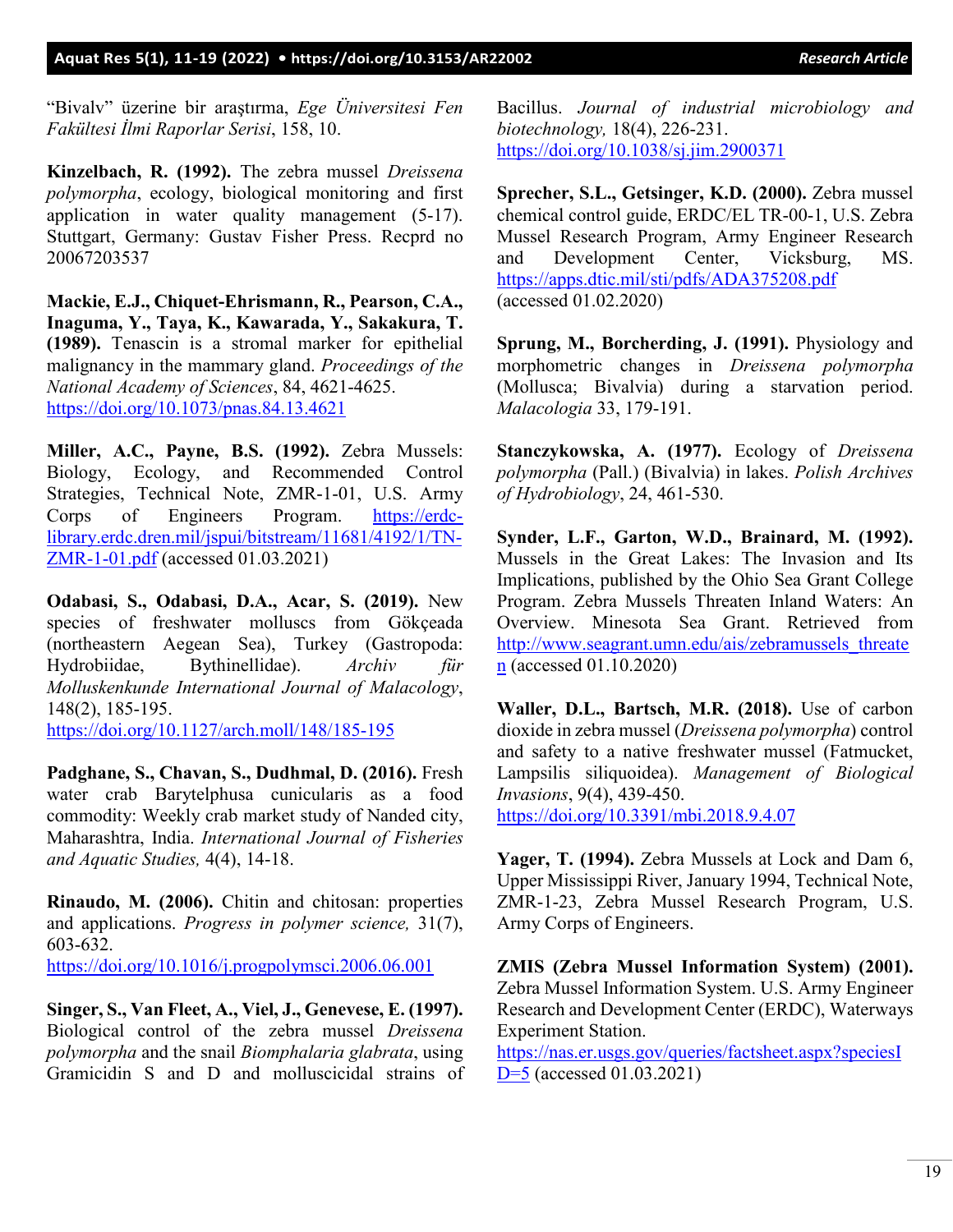"Bivalv" üzerine bir araştırma, *Ege Üniversitesi Fen Fakültesi İlmi Raporlar Serisi*, 158, 10.

**Kinzelbach, R. (1992).** The zebra mussel *Dreissena polymorpha*, ecology, biological monitoring and first application in water quality management (5-17). Stuttgart, Germany: Gustav Fisher Press. Recprd no 20067203537

**Mackie, E.J., Chiquet-Ehrismann, R., Pearson, C.A., Inaguma, Y., Taya, K., Kawarada, Y., Sakakura, T. (1989).** Tenascin is a stromal marker for epithelial malignancy in the mammary gland. *Proceedings of the National Academy of Sciences*, 84, 4621-4625. https://doi.org/10.1073/pnas.84.13.4621

**Miller, A.C., Payne, B.S. (1992).** Zebra Mussels: Biology, Ecology, and Recommended Control Strategies, Technical Note, ZMR-1-01, U.S. Army Corps of Engineers Program. https://erdc-library.erdc.dren.mil/jspui/bitstream/11681/4192/1/TN-ZMR-1-01.pdf (accessed 01.03.2021)

**Odabasi, S., Odabasi, D.A., Acar, S. (2019).** New species of freshwater molluscs from Gökçeada (northeastern Aegean Sea), Turkey (Gastropoda: Hydrobiidae, Bythinellidae). *Archiv für Molluskenkunde International Journal of Malacology*, 148(2), 185-195. https://doi.org/10.1127/arch.moll/148/185-195

**Padghane, S., Chavan, S., Dudhmal, D. (2016).** Fresh water crab Barytelphusa cunicularis as a food commodity: Weekly crab market study of Nanded city, Maharashtra, India. *International Journal of Fisheries and Aquatic Studies,* 4(4), 14-18.

**Rinaudo, M. (2006).** Chitin and chitosan: properties and applications. *Progress in polymer science,* 31(7), 603-632. https://doi.org/10.1016/j.progpolymsci.2006.06.001

**Singer, S., Van Fleet, A., Viel, J., Genevese, E. (1997).** Biological control of the zebra mussel *Dreissena polymorpha* and the snail *Biomphalaria glabrata*, using Gramicidin S and D and molluscicidal strains of Bacillus. *Journal of industrial microbiology and biotechnology,* 18(4), 226-231. https://doi.org/10.1038/sj.jim.2900371

**Sprecher, S.L., Getsinger, K.D. (2000).** Zebra mussel chemical control guide, ERDC/EL TR-00-1, U.S. Zebra Mussel Research Program, Army Engineer Research and Development Center, Vicksburg, MS. https://apps.dtic.mil/sti/pdfs/ADA375208.pdf (accessed 01.02.2020)

**Sprung, M., Borcherding, J. (1991).** Physiology and morphometric changes in *Dreissena polymorpha* (Mollusca; Bivalvia) during a starvation period. *Malacologia* 33, 179-191.

**Stanczykowska, A. (1977).** Ecology of *Dreissena polymorpha* (Pall.) (Bivalvia) in lakes. *Polish Archives of Hydrobiology*, 24, 461-530.

**Synder, L.F., Garton, W.D., Brainard, M. (1992).** Mussels in the Great Lakes: The Invasion and Its Implications, published by the Ohio Sea Grant College Program. Zebra Mussels Threaten Inland Waters: An Overview. Minesota Sea Grant. Retrieved from http://www.seagrant.umn.edu/ais/zebramussels_threaten (accessed 01.10.2020)

**Waller, D.L., Bartsch, M.R. (2018).** Use of carbon dioxide in zebra mussel (*Dreissena polymorpha*) control and safety to a native freshwater mussel (Fatmucket, Lampsilis siliquoidea). *Management of Biological Invasions*, 9(4), 439-450. https://doi.org/10.3391/mbi.2018.9.4.07

**Yager, T. (1994).** Zebra Mussels at Lock and Dam 6, Upper Mississippi River, January 1994, Technical Note, ZMR-1-23, Zebra Mussel Research Program, U.S. Army Corps of Engineers.

**ZMIS (Zebra Mussel Information System) (2001).** Zebra Mussel Information System. U.S. Army Engineer Research and Development Center (ERDC), Waterways Experiment Station. https://nas.er.usgs.gov/queries/factsheet.aspx?speciesID=5 (accessed 01.03.2021)